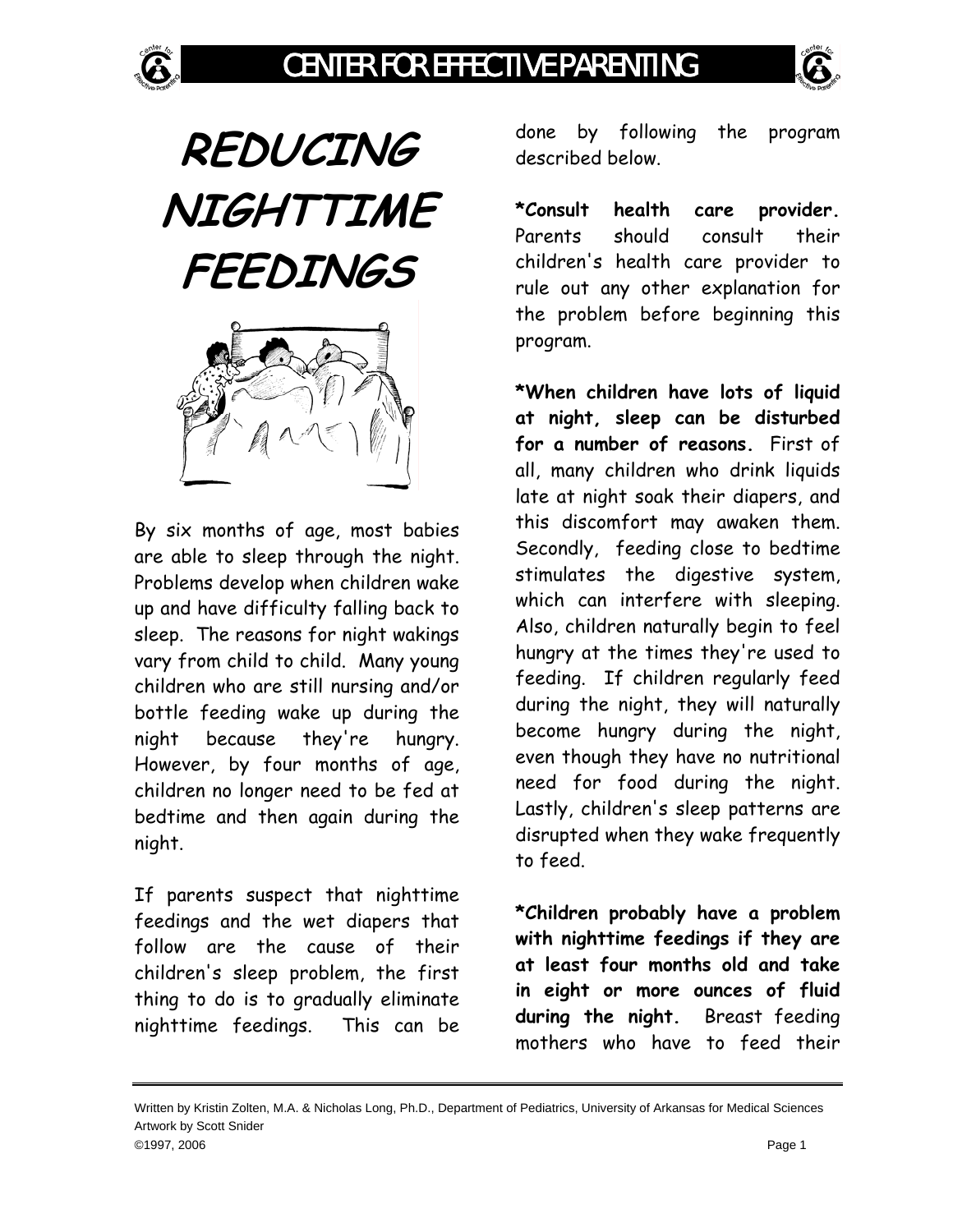# REDUCING NIGHTTIME FEEDINGS

By six months of age, most babies are able to sleep through the night. Problems develop when children wake up and have difficulty falling back to sleep. The reasons for night wakings vary from child to child. Many young children who are still nursing and/or bottle feeding wake up during the night because they're hungry. However, by four months of age, children no longer need to be fed at bedtime and then again during the night.

If parents suspect that nighttime feedings and the wet diapers that follow are the cause of their children's sleep problem, the first thing to do is to gradually eliminate nighttime feedings. This can be done by following the program described below.

***Consult health care provider.** Parents should consult their children's health care provider to rule out any other explanation for the problem before beginning this program.

***When children have lots of liquid at night, sleep can be disturbed for a number of reasons.** First of all, many children who drink liquids late at night soak their diapers, and this discomfort may awaken them. Secondly, feeding close to bedtime stimulates the digestive system, which can interfere with sleeping. Also, children naturally begin to feel hungry at the times they're used to feeding. If children regularly feed during the night, they will naturally become hungry during the night, even though they have no nutritional need for food during the night. Lastly, children's sleep patterns are disrupted when they wake frequently to feed.

***Children probably have a problem with nighttime feedings if they are at least four months old and take in eight or more ounces of fluid during the night.** Breast feeding mothers who have to feed their

Written by Kristin Zolten, M.A. & Nicholas Long, Ph.D., Department of Pediatrics, University of Arkansas for Medical Sciences
Artwork by Scott Snider
©1997, 2006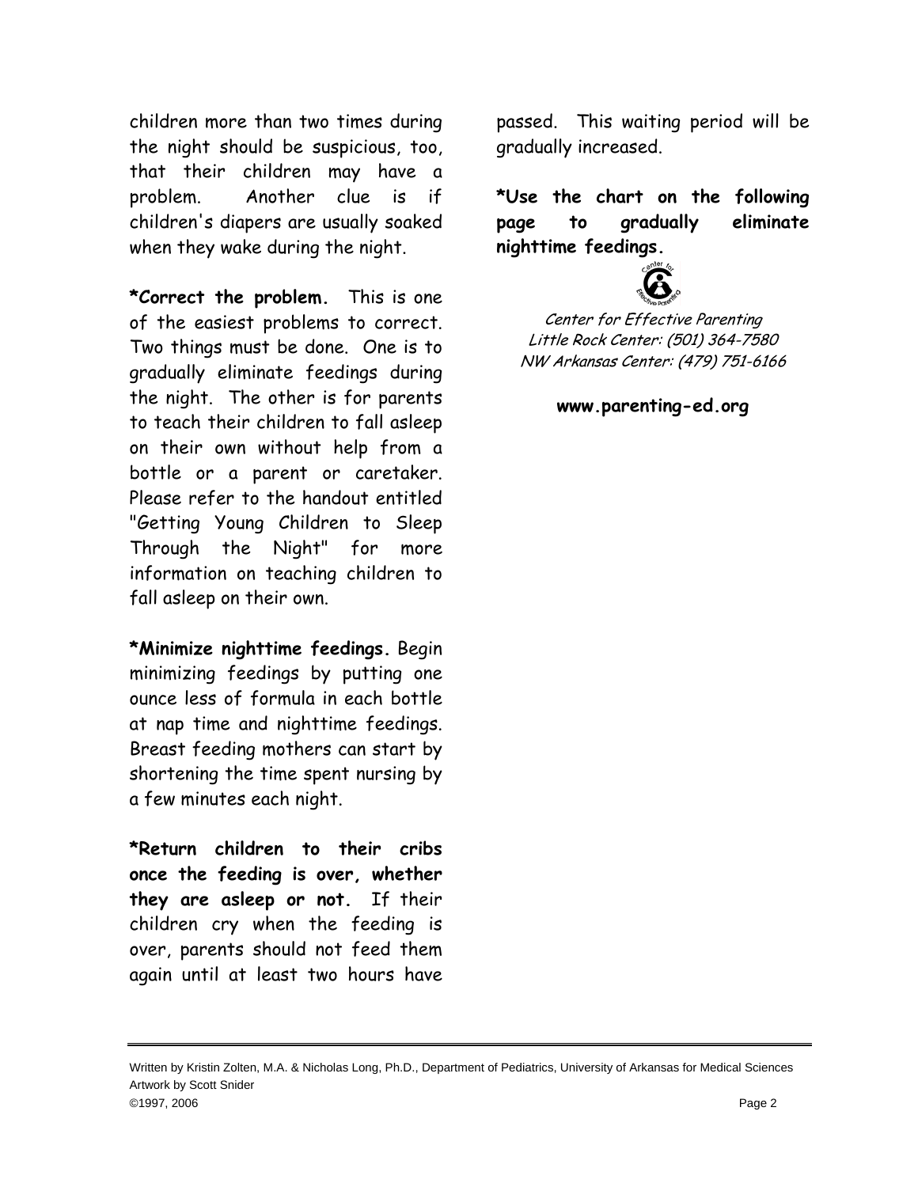children more than two times during the night should be suspicious, too, that their children may have a problem. Another clue is if children's diapers are usually soaked when they wake during the night.

***Correct the problem.** This is one of the easiest problems to correct. Two things must be done. One is to gradually eliminate feedings during the night. The other is for parents to teach their children to fall asleep on their own without help from a bottle or a parent or caretaker. Please refer to the handout entitled "Getting Young Children to Sleep Through the Night" for more information on teaching children to fall asleep on their own.

***Minimize nighttime feedings.** Begin minimizing feedings by putting one ounce less of formula in each bottle at nap time and nighttime feedings. Breast feeding mothers can start by shortening the time spent nursing by a few minutes each night.

***Return children to their cribs once the feeding is over, whether they are asleep or not.** If their children cry when the feeding is over, parents should not feed them again until at least two hours have passed. This waiting period will be gradually increased.

***Use the chart on the following page to gradually eliminate nighttime feedings.**

*Center for Effective Parenting*
*Little Rock Center: (501) 364-7580*
*NW Arkansas Center: (479) 751-6166*

**www.parenting-ed.org**

Written by Kristin Zolten, M.A. & Nicholas Long, Ph.D., Department of Pediatrics, University of Arkansas for Medical Sciences
Artwork by Scott Snider
©1997, 2006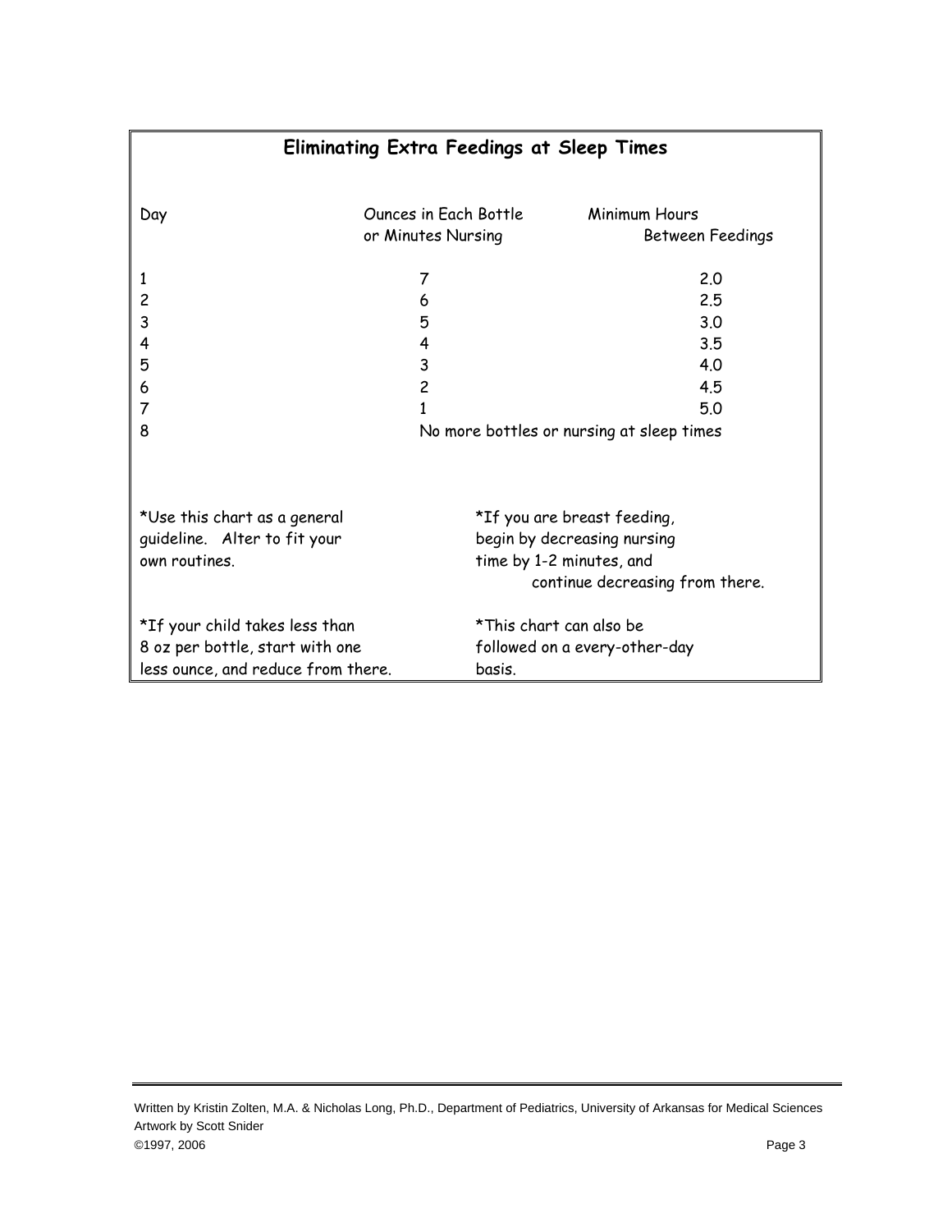## Eliminating Extra Feedings at Sleep Times

| Day | Ounces in Each Bottle or Minutes Nursing | Minimum Hours Between Feedings |
|---|---|---|
| 1 | 7 | 2.0 |
| 2 | 6 | 2.5 |
| 3 | 5 | 3.0 |
| 4 | 4 | 3.5 |
| 5 | 3 | 4.0 |
| 6 | 2 | 4.5 |
| 7 | 1 | 5.0 |
| 8 | No more bottles or nursing at sleep times | |

*Use this chart as a general guideline. Alter to fit your own routines.

*If you are breast feeding, begin by decreasing nursing time by 1-2 minutes, and continue decreasing from there.

*If your child takes less than 8 oz per bottle, start with one less ounce, and reduce from there.

*This chart can also be followed on a every-other-day basis.

---

Written by Kristin Zolten, M.A. & Nicholas Long, Ph.D., Department of Pediatrics, University of Arkansas for Medical Sciences
Artwork by Scott Snider
©1997, 2006